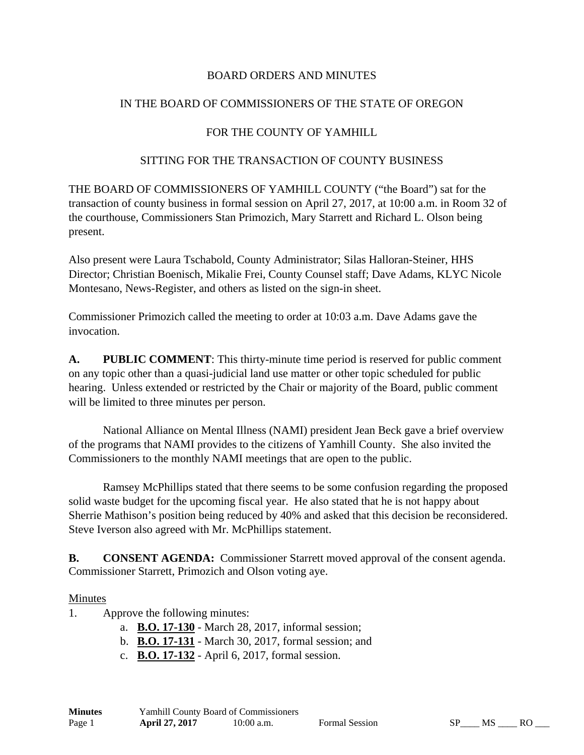BOARD ORDERS AND MINUTES

IN THE BOARD OF COMMISSIONERS OF THE STATE OF OREGON

FOR THE COUNTY OF YAMHILL

SITTING FOR THE TRANSACTION OF COUNTY BUSINESS

THE BOARD OF COMMISSIONERS OF YAMHILL COUNTY ("the Board") sat for the transaction of county business in formal session on April 27, 2017, at 10:00 a.m. in Room 32 of the courthouse, Commissioners Stan Primozich, Mary Starrett and Richard L. Olson being present.

Also present were Laura Tschabold, County Administrator; Silas Halloran-Steiner, HHS Director; Christian Boenisch, Mikalie Frei, County Counsel staff; Dave Adams, KLYC Nicole Montesano, News-Register, and others as listed on the sign-in sheet.

Commissioner Primozich called the meeting to order at 10:03 a.m. Dave Adams gave the invocation.

**A. PUBLIC COMMENT**: This thirty-minute time period is reserved for public comment on any topic other than a quasi-judicial land use matter or other topic scheduled for public hearing. Unless extended or restricted by the Chair or majority of the Board, public comment will be limited to three minutes per person.

National Alliance on Mental Illness (NAMI) president Jean Beck gave a brief overview of the programs that NAMI provides to the citizens of Yamhill County. She also invited the Commissioners to the monthly NAMI meetings that are open to the public.

Ramsey McPhillips stated that there seems to be some confusion regarding the proposed solid waste budget for the upcoming fiscal year. He also stated that he is not happy about Sherrie Mathison's position being reduced by 40% and asked that this decision be reconsidered. Steve Iverson also agreed with Mr. McPhillips statement.

**B. CONSENT AGENDA:** Commissioner Starrett moved approval of the consent agenda. Commissioner Starrett, Primozich and Olson voting aye.

Minutes

1. Approve the following minutes:
   a. **B.O. 17-130** - March 28, 2017, informal session;
   b. **B.O. 17-131** - March 30, 2017, formal session; and
   c. **B.O. 17-132** - April 6, 2017, formal session.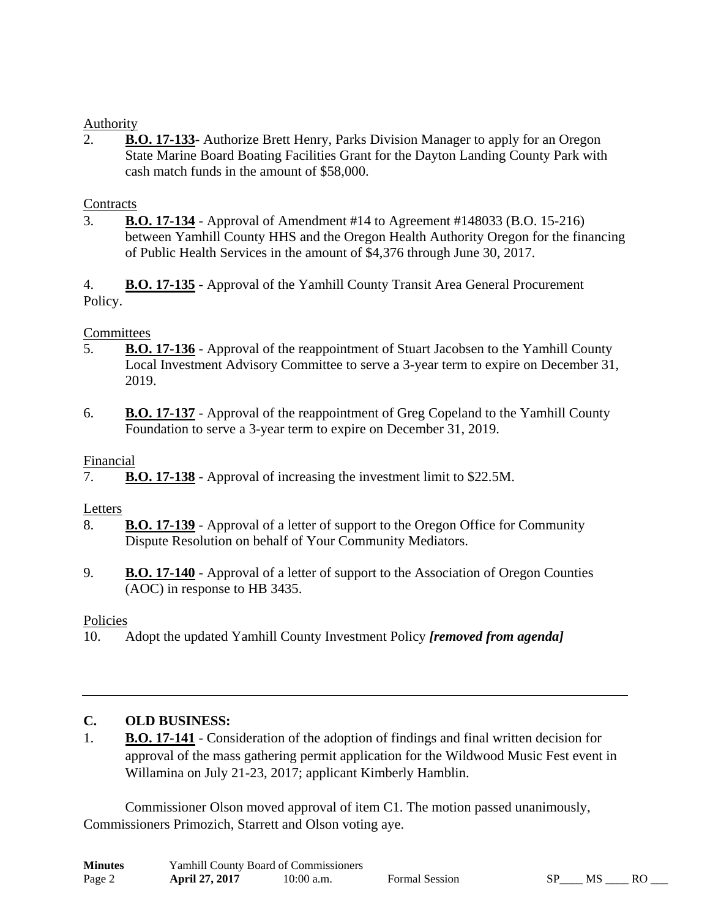Authority

2. **B.O. 17-133**- Authorize Brett Henry, Parks Division Manager to apply for an Oregon State Marine Board Boating Facilities Grant for the Dayton Landing County Park with cash match funds in the amount of $58,000.

Contracts

3. **B.O. 17-134** - Approval of Amendment #14 to Agreement #148033 (B.O. 15-216) between Yamhill County HHS and the Oregon Health Authority Oregon for the financing of Public Health Services in the amount of $4,376 through June 30, 2017.

4. **B.O. 17-135** - Approval of the Yamhill County Transit Area General Procurement Policy.

Committees

5. **B.O. 17-136** - Approval of the reappointment of Stuart Jacobsen to the Yamhill County Local Investment Advisory Committee to serve a 3-year term to expire on December 31, 2019.

6. **B.O. 17-137** - Approval of the reappointment of Greg Copeland to the Yamhill County Foundation to serve a 3-year term to expire on December 31, 2019.

Financial

7. **B.O. 17-138** - Approval of increasing the investment limit to $22.5M.

Letters

8. **B.O. 17-139** - Approval of a letter of support to the Oregon Office for Community Dispute Resolution on behalf of Your Community Mediators.

9. **B.O. 17-140** - Approval of a letter of support to the Association of Oregon Counties (AOC) in response to HB 3435.

Policies

10. Adopt the updated Yamhill County Investment Policy ***[removed from agenda]***

---

## C. OLD BUSINESS:

1. **B.O. 17-141** - Consideration of the adoption of findings and final written decision for approval of the mass gathering permit application for the Wildwood Music Fest event in Willamina on July 21-23, 2017; applicant Kimberly Hamblin.

Commissioner Olson moved approval of item C1. The motion passed unanimously, Commissioners Primozich, Starrett and Olson voting aye.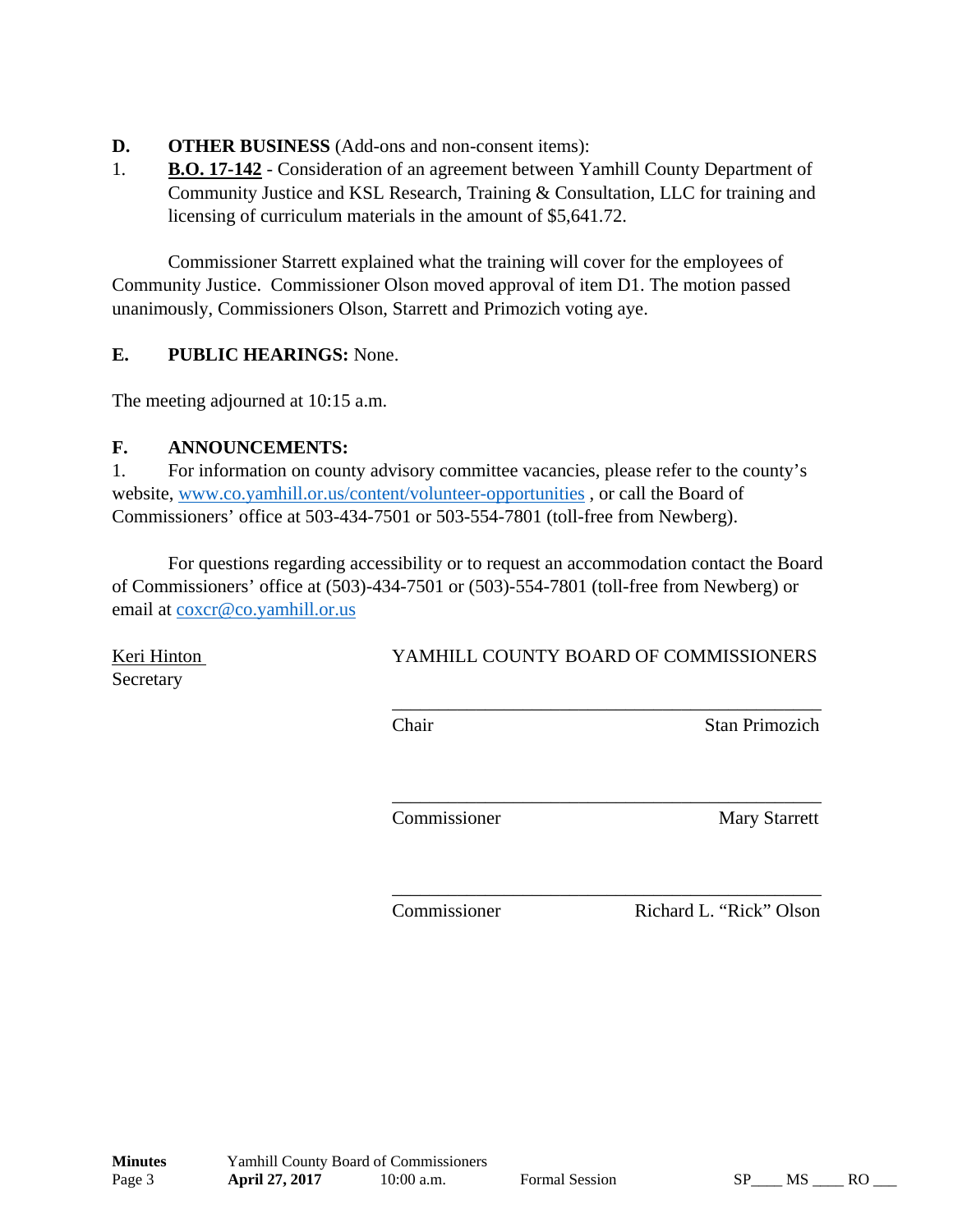**D.** **OTHER BUSINESS** (Add-ons and non-consent items):

1. **B.O. 17-142** - Consideration of an agreement between Yamhill County Department of Community Justice and KSL Research, Training & Consultation, LLC for training and licensing of curriculum materials in the amount of $5,641.72.

Commissioner Starrett explained what the training will cover for the employees of Community Justice. Commissioner Olson moved approval of item D1. The motion passed unanimously, Commissioners Olson, Starrett and Primozich voting aye.

**E.** **PUBLIC HEARINGS:** None.

The meeting adjourned at 10:15 a.m.

**F.** **ANNOUNCEMENTS:**

1. For information on county advisory committee vacancies, please refer to the county's website, [www.co.yamhill.or.us/content/volunteer-opportunities](http://www.co.yamhill.or.us/content/volunteer-opportunities) , or call the Board of Commissioners' office at 503-434-7501 or 503-554-7801 (toll-free from Newberg).

For questions regarding accessibility or to request an accommodation contact the Board of Commissioners' office at (503)-434-7501 or (503)-554-7801 (toll-free from Newberg) or email at [coxcr@co.yamhill.or.us](mailto:coxcr@co.yamhill.or.us)

Keri Hinton
Secretary

YAMHILL COUNTY BOARD OF COMMISSIONERS

_______________________________________
Chair Stan Primozich

_______________________________________
Commissioner Mary Starrett

_______________________________________
Commissioner Richard L. "Rick" Olson